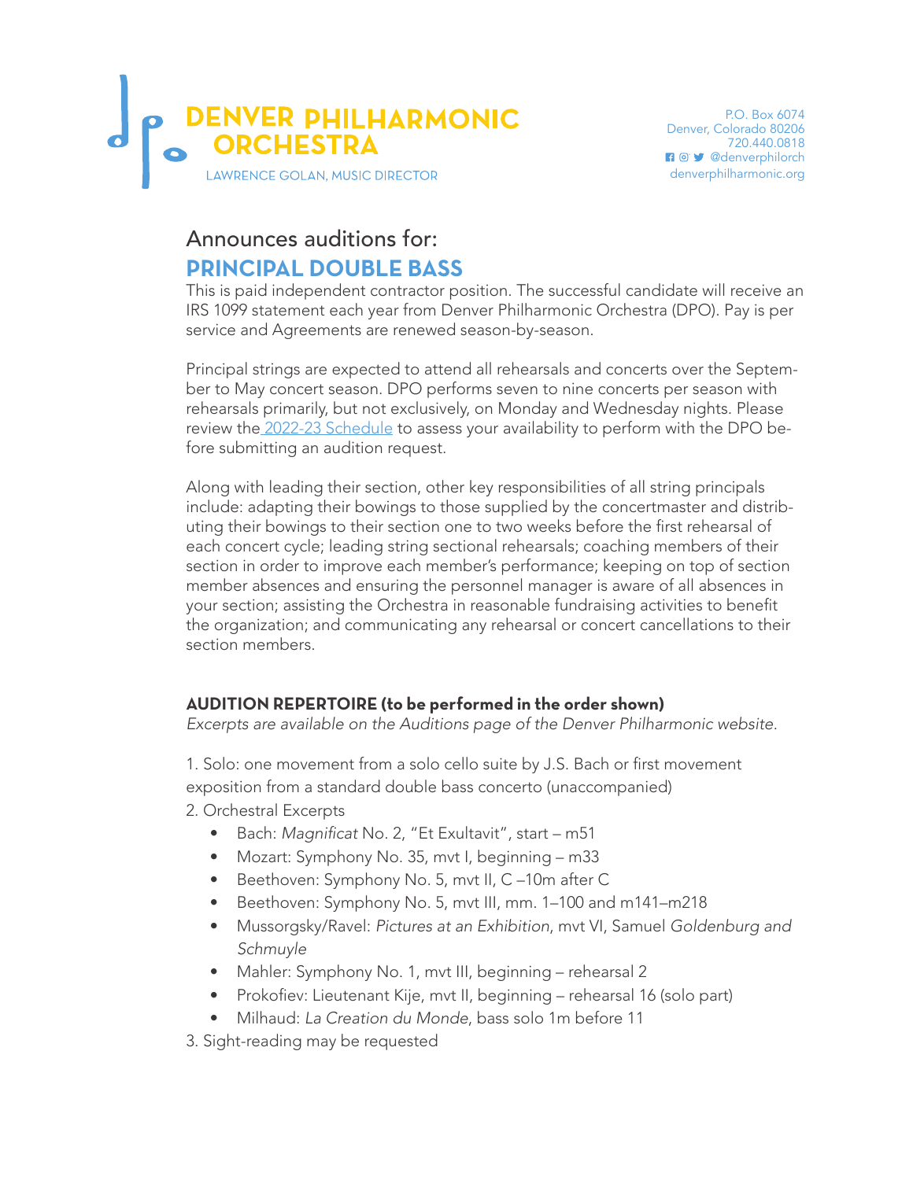# DENVER PHILHARMONIC ORCHESTRA

LAWRENCE GOLAN, MUSIC DIRECTOR

P.O. Box 6074
Denver, Colorado 80206
720.440.0818
@denverphilorch
denverphilharmonic.org

## Announces auditions for:

## PRINCIPAL DOUBLE BASS

This is paid independent contractor position. The successful candidate will receive an IRS 1099 statement each year from Denver Philharmonic Orchestra (DPO). Pay is per service and Agreements are renewed season-by-season.

Principal strings are expected to attend all rehearsals and concerts over the September to May concert season. DPO performs seven to nine concerts per season with rehearsals primarily, but not exclusively, on Monday and Wednesday nights. Please review the 2022-23 Schedule to assess your availability to perform with the DPO before submitting an audition request.

Along with leading their section, other key responsibilities of all string principals include: adapting their bowings to those supplied by the concertmaster and distributing their bowings to their section one to two weeks before the first rehearsal of each concert cycle; leading string sectional rehearsals; coaching members of their section in order to improve each member's performance; keeping on top of section member absences and ensuring the personnel manager is aware of all absences in your section; assisting the Orchestra in reasonable fundraising activities to benefit the organization; and communicating any rehearsal or concert cancellations to their section members.

**AUDITION REPERTOIRE (to be performed in the order shown)**

*Excerpts are available on the Auditions page of the Denver Philharmonic website.*

1. Solo: one movement from a solo cello suite by J.S. Bach or first movement exposition from a standard double bass concerto (unaccompanied)
2. Orchestral Excerpts
   - Bach: *Magnificat* No. 2, "Et Exultavit", start – m51
   - Mozart: Symphony No. 35, mvt I, beginning – m33
   - Beethoven: Symphony No. 5, mvt II, C –10m after C
   - Beethoven: Symphony No. 5, mvt III, mm. 1–100 and m141–m218
   - Mussorgsky/Ravel: *Pictures at an Exhibition*, mvt VI, Samuel *Goldenburg and Schmuyle*
   - Mahler: Symphony No. 1, mvt III, beginning – rehearsal 2
   - Prokofiev: Lieutenant Kije, mvt II, beginning – rehearsal 16 (solo part)
   - Milhaud: *La Creation du Monde*, bass solo 1m before 11
3. Sight-reading may be requested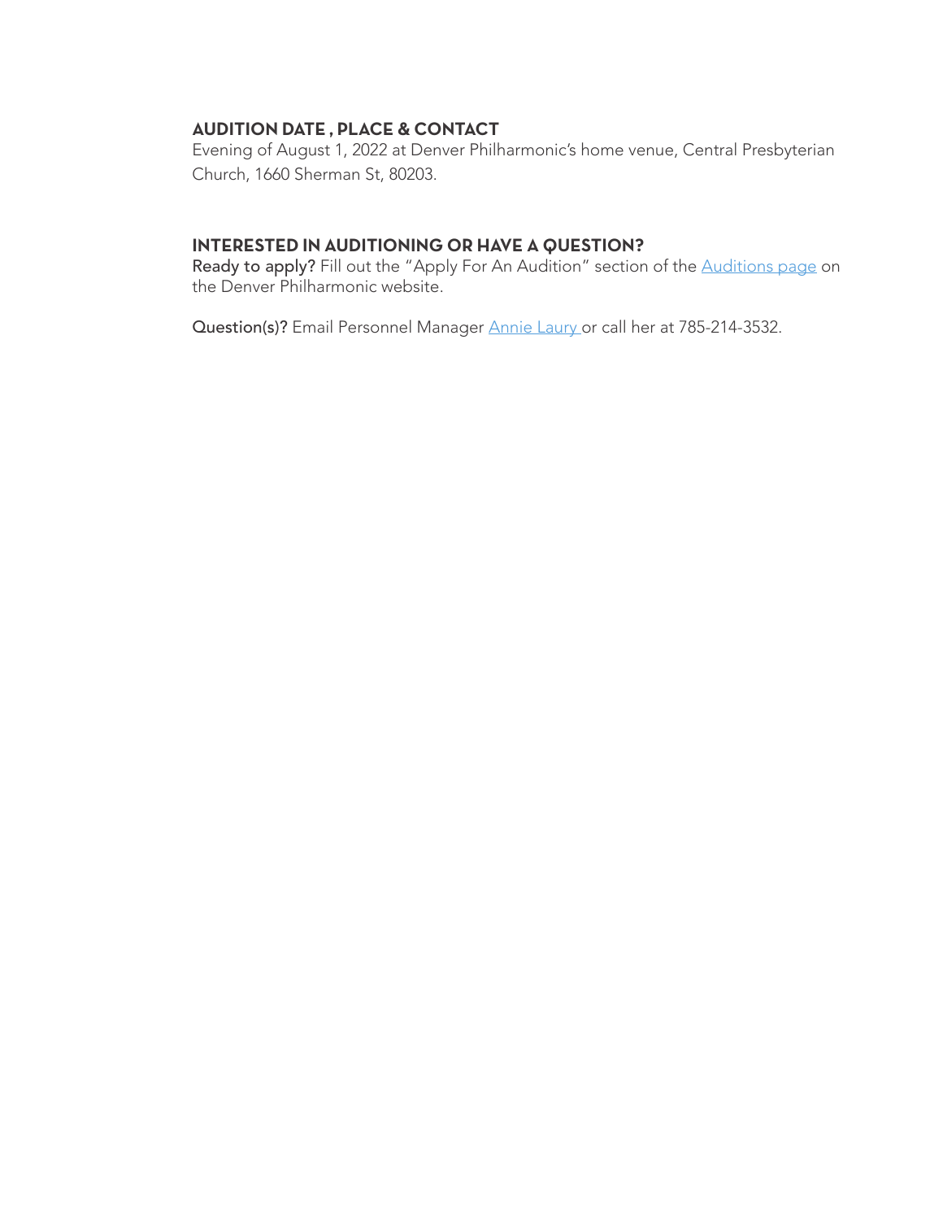### AUDITION DATE , PLACE & CONTACT

Evening of August 1, 2022 at Denver Philharmonic's home venue, Central Presbyterian Church, 1660 Sherman St, 80203.

### INTERESTED IN AUDITIONING OR HAVE A QUESTION?

**Ready to apply?** Fill out the "Apply For An Audition" section of the Auditions page on the Denver Philharmonic website.

**Question(s)?** Email Personnel Manager Annie Laury or call her at 785-214-3532.